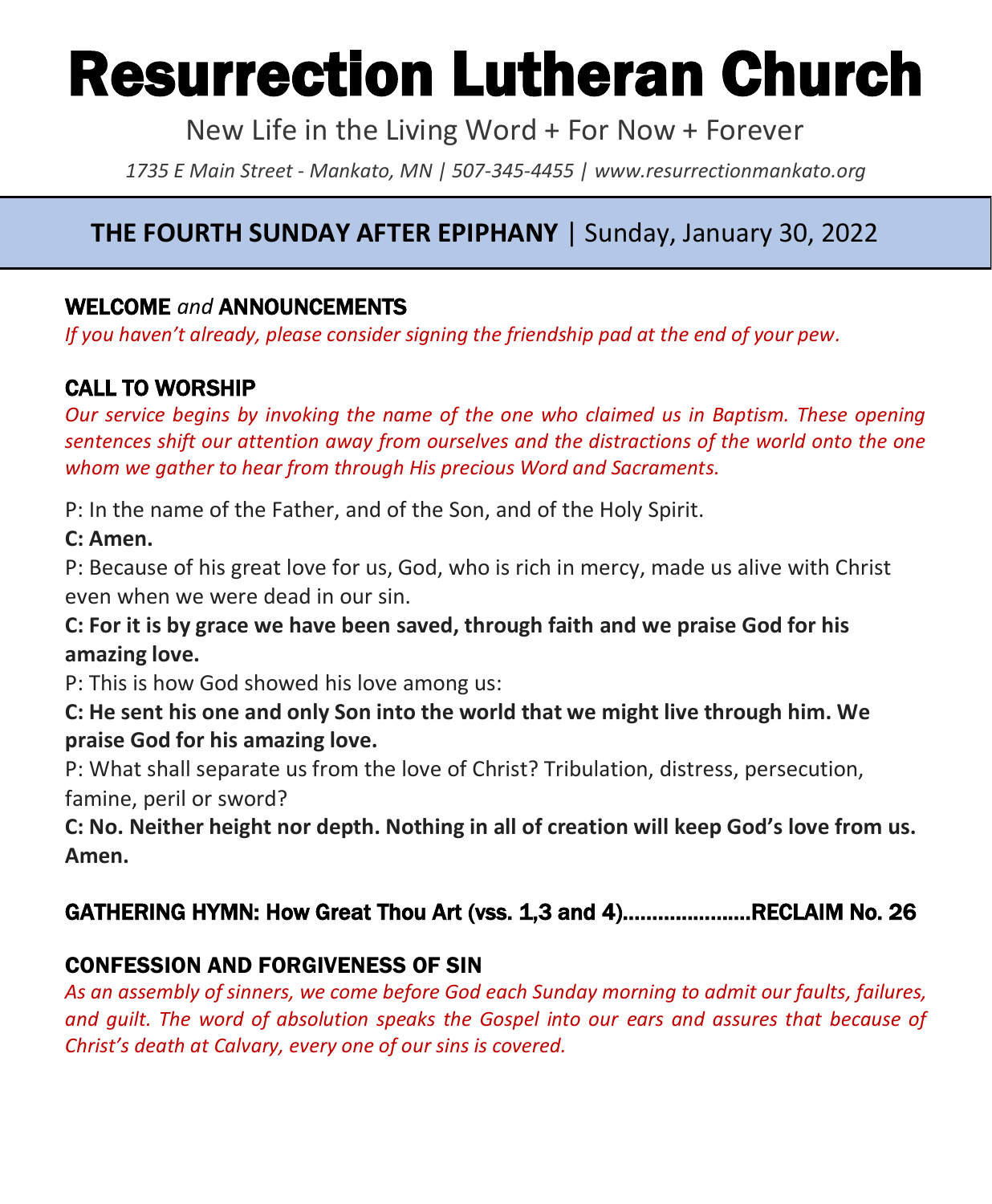# Resurrection Lutheran Church

New Life in the Living Word + For Now + Forever

*1735 E Main Street - Mankato, MN | 507-345-4455 | www.resurrectionmankato.org*

## **THE FOURTH SUNDAY AFTER EPIPHANY** | Sunday, January 30, 2022

### WELCOME *and* ANNOUNCEMENTS

*If you haven't already, please consider signing the friendship pad at the end of your pew.*

### CALL TO WORSHIP

*Our service begins by invoking the name of the one who claimed us in Baptism. These opening sentences shift our attention away from ourselves and the distractions of the world onto the one whom we gather to hear from through His precious Word and Sacraments.*

P: In the name of the Father, and of the Son, and of the Holy Spirit.

**C: Amen.**

P: Because of his great love for us, God, who is rich in mercy, made us alive with Christ even when we were dead in our sin.

**C: For it is by grace we have been saved, through faith and we praise God for his amazing love.**

P: This is how God showed his love among us:

**C: He sent his one and only Son into the world that we might live through him. We praise God for his amazing love.**

P: What shall separate us from the love of Christ? Tribulation, distress, persecution, famine, peril or sword?

**C: No. Neither height nor depth. Nothing in all of creation will keep God's love from us. Amen.**

### GATHERING HYMN: How Great Thou Art (vss. 1,3 and 4)......................RECLAIM No. 26

### CONFESSION AND FORGIVENESS OF SIN

*As an assembly of sinners, we come before God each Sunday morning to admit our faults, failures, and guilt. The word of absolution speaks the Gospel into our ears and assures that because of Christ's death at Calvary, every one of our sins is covered.*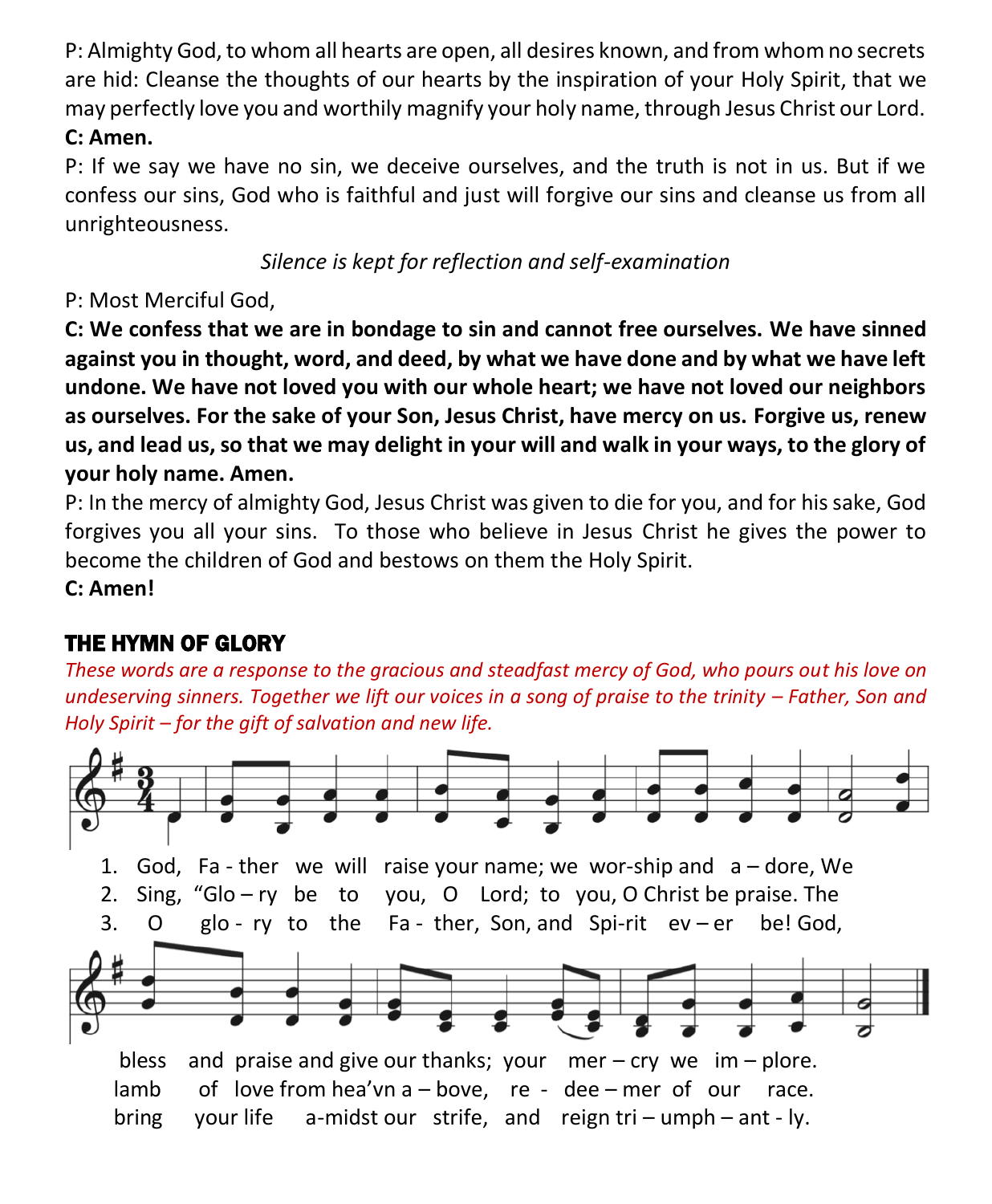P: Almighty God, to whom all hearts are open, all desires known, and from whom no secrets are hid: Cleanse the thoughts of our hearts by the inspiration of your Holy Spirit, that we may perfectly love you and worthily magnify your holy name, through Jesus Christ our Lord.
**C: Amen.**

P: If we say we have no sin, we deceive ourselves, and the truth is not in us. But if we confess our sins, God who is faithful and just will forgive our sins and cleanse us from all unrighteousness.

*Silence is kept for reflection and self-examination*

P: Most Merciful God,
**C: We confess that we are in bondage to sin and cannot free ourselves. We have sinned against you in thought, word, and deed, by what we have done and by what we have left undone. We have not loved you with our whole heart; we have not loved our neighbors as ourselves. For the sake of your Son, Jesus Christ, have mercy on us. Forgive us, renew us, and lead us, so that we may delight in your will and walk in your ways, to the glory of your holy name. Amen.**

P: In the mercy of almighty God, Jesus Christ was given to die for you, and for his sake, God forgives you all your sins. To those who believe in Jesus Christ he gives the power to become the children of God and bestows on them the Holy Spirit.
**C: Amen!**

## THE HYMN OF GLORY

*These words are a response to the gracious and steadfast mercy of God, who pours out his love on undeserving sinners. Together we lift our voices in a song of praise to the trinity – Father, Son and Holy Spirit – for the gift of salvation and new life.*

1. God, Fa - ther we will raise your name; we wor-ship and a – dore, We bless and praise and give our thanks; your mer – cy we im – plore.
2. Sing, "Glo – ry be to you, O Lord; to you, O Christ be praise. The lamb of love from hea'vn a – bove, re - dee – mer of our race.
3. O glo - ry to the Fa - ther, Son, and Spi-rit ev – er be! God, bring your life a-midst our strife, and reign tri – umph – ant - ly.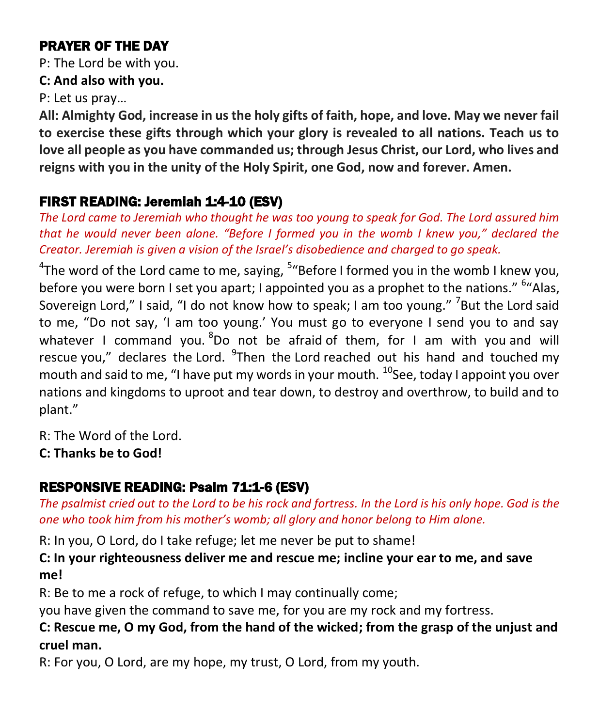## PRAYER OF THE DAY

P: The Lord be with you.

**C: And also with you.**

P: Let us pray…

**All: Almighty God, increase in us the holy gifts of faith, hope, and love. May we never fail to exercise these gifts through which your glory is revealed to all nations. Teach us to love all people as you have commanded us; through Jesus Christ, our Lord, who lives and reigns with you in the unity of the Holy Spirit, one God, now and forever. Amen.**

## FIRST READING: Jeremiah 1:4-10 (ESV)

*The Lord came to Jeremiah who thought he was too young to speak for God. The Lord assured him that he would never been alone. "Before I formed you in the womb I knew you," declared the Creator. Jeremiah is given a vision of the Israel's disobedience and charged to go speak.*

[4]The word of the Lord came to me, saying, [5]"Before I formed you in the womb I knew you, before you were born I set you apart; I appointed you as a prophet to the nations." [6]"Alas, Sovereign Lord," I said, "I do not know how to speak; I am too young." [7]But the Lord said to me, "Do not say, 'I am too young.' You must go to everyone I send you to and say whatever I command you. [8]Do not be afraid of them, for I am with you and will rescue you," declares the Lord. [9]Then the Lord reached out his hand and touched my mouth and said to me, "I have put my words in your mouth. [10]See, today I appoint you over nations and kingdoms to uproot and tear down, to destroy and overthrow, to build and to plant."

R: The Word of the Lord.

**C: Thanks be to God!**

## RESPONSIVE READING: Psalm 71:1-6 (ESV)

*The psalmist cried out to the Lord to be his rock and fortress. In the Lord is his only hope. God is the one who took him from his mother's womb; all glory and honor belong to Him alone.*

R: In you, O Lord, do I take refuge; let me never be put to shame!

**C: In your righteousness deliver me and rescue me; incline your ear to me, and save me!**

R: Be to me a rock of refuge, to which I may continually come;
you have given the command to save me, for you are my rock and my fortress.

**C: Rescue me, O my God, from the hand of the wicked; from the grasp of the unjust and cruel man.**

R: For you, O Lord, are my hope, my trust, O Lord, from my youth.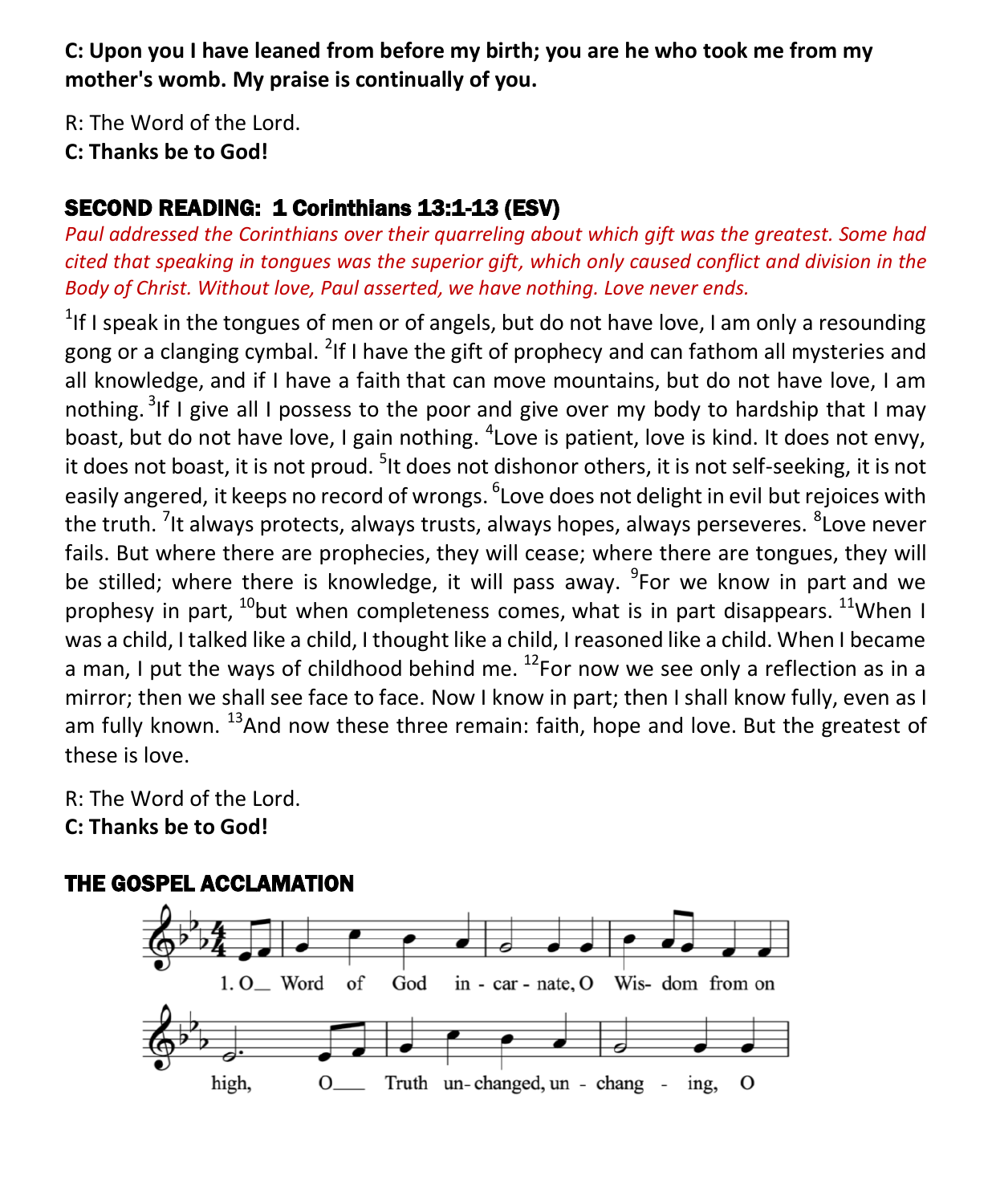**C: Upon you I have leaned from before my birth; you are he who took me from my mother's womb. My praise is continually of you.**

R: The Word of the Lord.
**C: Thanks be to God!**

## SECOND READING: 1 Corinthians 13:1-13 (ESV)

*Paul addressed the Corinthians over their quarreling about which gift was the greatest. Some had cited that speaking in tongues was the superior gift, which only caused conflict and division in the Body of Christ. Without love, Paul asserted, we have nothing. Love never ends.*

[1]If I speak in the tongues of men or of angels, but do not have love, I am only a resounding gong or a clanging cymbal. [2]If I have the gift of prophecy and can fathom all mysteries and all knowledge, and if I have a faith that can move mountains, but do not have love, I am nothing. [3]If I give all I possess to the poor and give over my body to hardship that I may boast, but do not have love, I gain nothing. [4]Love is patient, love is kind. It does not envy, it does not boast, it is not proud. [5]It does not dishonor others, it is not self-seeking, it is not easily angered, it keeps no record of wrongs. [6]Love does not delight in evil but rejoices with the truth. [7]It always protects, always trusts, always hopes, always perseveres. [8]Love never fails. But where there are prophecies, they will cease; where there are tongues, they will be stilled; where there is knowledge, it will pass away. [9]For we know in part and we prophesy in part, [10]but when completeness comes, what is in part disappears. [11]When I was a child, I talked like a child, I thought like a child, I reasoned like a child. When I became a man, I put the ways of childhood behind me. [12]For now we see only a reflection as in a mirror; then we shall see face to face. Now I know in part; then I shall know fully, even as I am fully known. [13]And now these three remain: faith, hope and love. But the greatest of these is love.

R: The Word of the Lord.
**C: Thanks be to God!**

## THE GOSPEL ACCLAMATION

1. O Word of God in - car - nate, O Wis- dom from on high, O Truth un- changed, un - chang - ing, O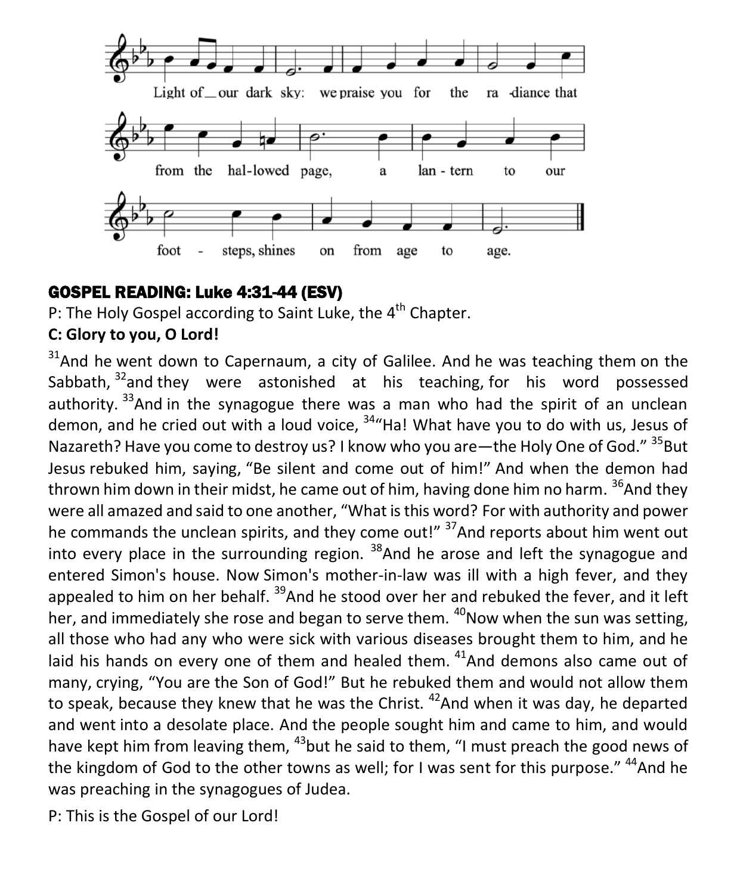Light of our dark sky: we praise you for the radiance that from the hal-lowed page, a lan-tern to our foot-steps, shines on from age to age.

## GOSPEL READING: Luke 4:31-44 (ESV)

P: The Holy Gospel according to Saint Luke, the 4th Chapter.

**C: Glory to you, O Lord!**

[31]And he went down to Capernaum, a city of Galilee. And he was teaching them on the Sabbath, [32]and they were astonished at his teaching, for his word possessed authority. [33]And in the synagogue there was a man who had the spirit of an unclean demon, and he cried out with a loud voice, [34]"Ha! What have you to do with us, Jesus of Nazareth? Have you come to destroy us? I know who you are—the Holy One of God." [35]But Jesus rebuked him, saying, "Be silent and come out of him!" And when the demon had thrown him down in their midst, he came out of him, having done him no harm. [36]And they were all amazed and said to one another, "What is this word? For with authority and power he commands the unclean spirits, and they come out!" [37]And reports about him went out into every place in the surrounding region. [38]And he arose and left the synagogue and entered Simon's house. Now Simon's mother-in-law was ill with a high fever, and they appealed to him on her behalf. [39]And he stood over her and rebuked the fever, and it left her, and immediately she rose and began to serve them. [40]Now when the sun was setting, all those who had any who were sick with various diseases brought them to him, and he laid his hands on every one of them and healed them. [41]And demons also came out of many, crying, "You are the Son of God!" But he rebuked them and would not allow them to speak, because they knew that he was the Christ. [42]And when it was day, he departed and went into a desolate place. And the people sought him and came to him, and would have kept him from leaving them, [43]but he said to them, "I must preach the good news of the kingdom of God to the other towns as well; for I was sent for this purpose." [44]And he was preaching in the synagogues of Judea.

P: This is the Gospel of our Lord!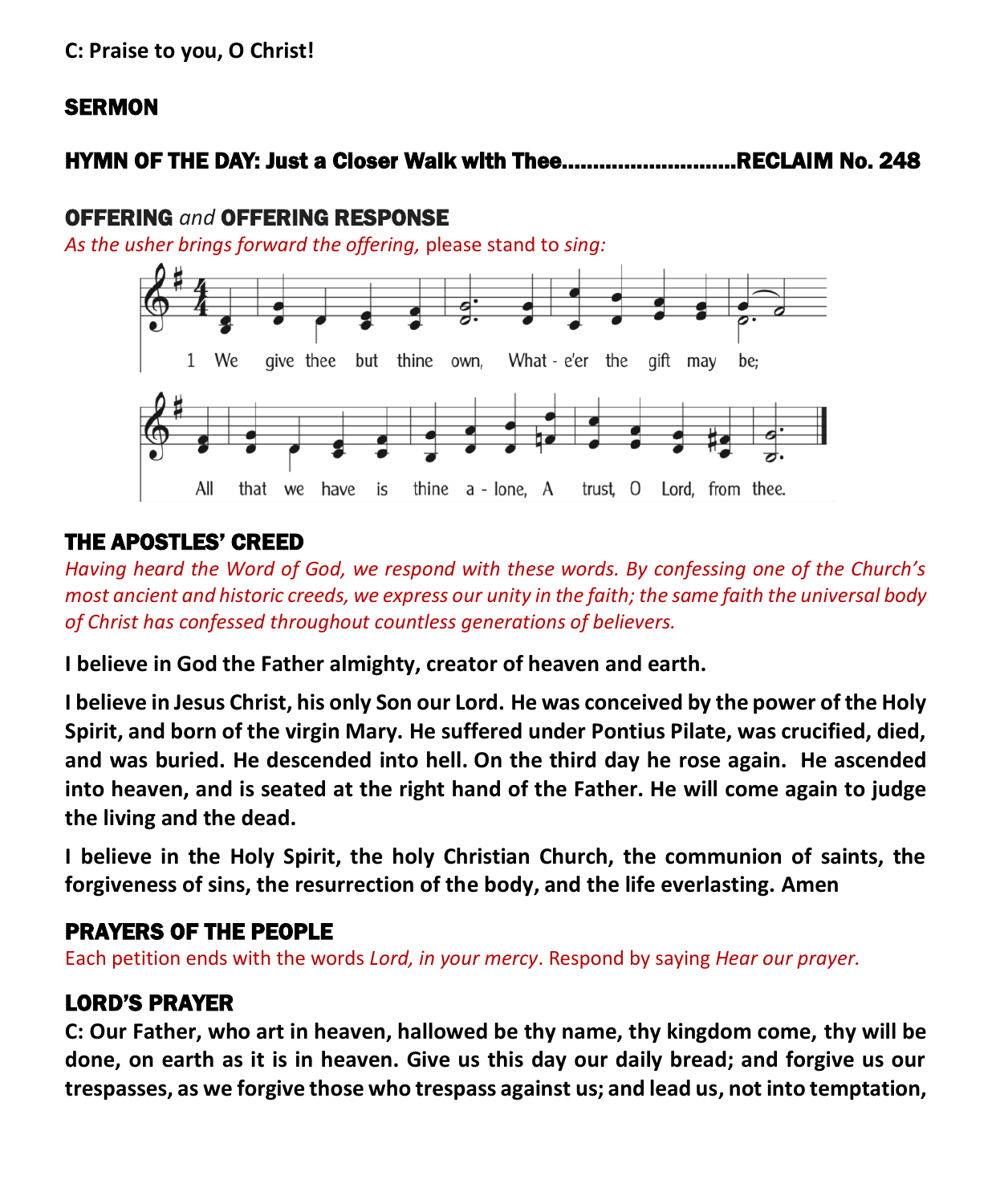**C: Praise to you, O Christ!**

## SERMON

## HYMN OF THE DAY: Just a Closer Walk with Thee............................RECLAIM No. 248

## OFFERING *and* OFFERING RESPONSE

*As the usher brings forward the offering,* please stand to *sing:*

1 We give thee but thine own, What - e'er the gift may be;
All that we have is thine a - lone, A trust, O Lord, from thee.

## THE APOSTLES' CREED

*Having heard the Word of God, we respond with these words. By confessing one of the Church's most ancient and historic creeds, we express our unity in the faith; the same faith the universal body of Christ has confessed throughout countless generations of believers.*

**I believe in God the Father almighty, creator of heaven and earth.**

**I believe in Jesus Christ, his only Son our Lord. He was conceived by the power of the Holy Spirit, and born of the virgin Mary. He suffered under Pontius Pilate, was crucified, died, and was buried. He descended into hell. On the third day he rose again. He ascended into heaven, and is seated at the right hand of the Father. He will come again to judge the living and the dead.**

**I believe in the Holy Spirit, the holy Christian Church, the communion of saints, the forgiveness of sins, the resurrection of the body, and the life everlasting. Amen**

## PRAYERS OF THE PEOPLE

Each petition ends with the words *Lord, in your mercy*. Respond by saying *Hear our prayer.*

## LORD'S PRAYER

**C: Our Father, who art in heaven, hallowed be thy name, thy kingdom come, thy will be done, on earth as it is in heaven. Give us this day our daily bread; and forgive us our trespasses, as we forgive those who trespass against us; and lead us, not into temptation,**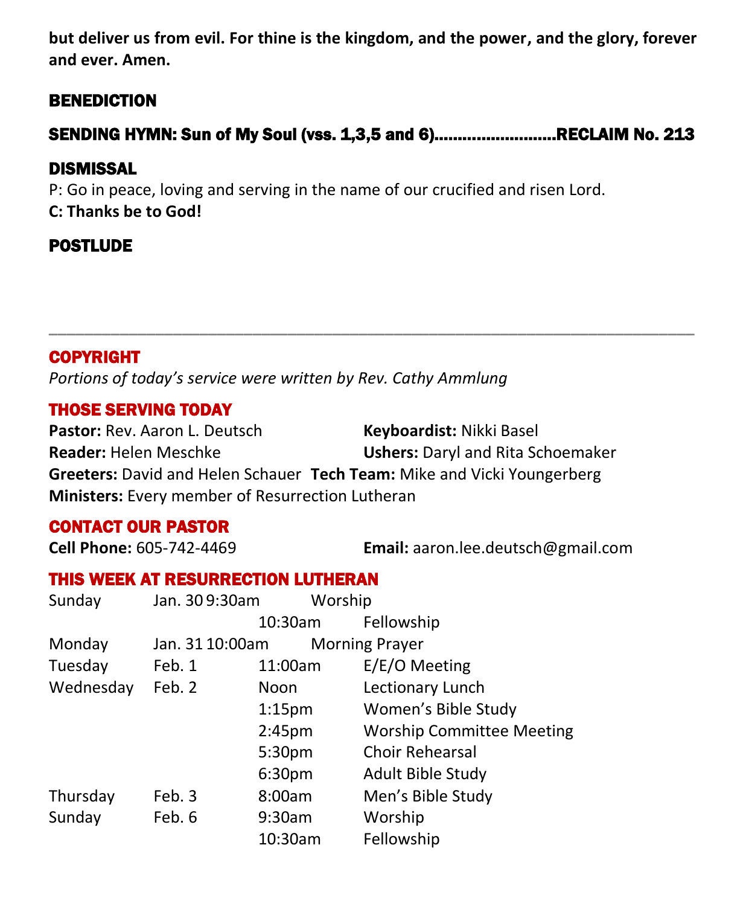**but deliver us from evil. For thine is the kingdom, and the power, and the glory, forever and ever. Amen.**

## BENEDICTION

## SENDING HYMN: Sun of My Soul (vss. 1,3,5 and 6)..........................RECLAIM No. 213

## DISMISSAL

P: Go in peace, loving and serving in the name of our crucified and risen Lord.

**C: Thanks be to God!**

## POSTLUDE

---

## COPYRIGHT

*Portions of today's service were written by Rev. Cathy Ammlung*

## THOSE SERVING TODAY

**Pastor:** Rev. Aaron L. Deutsch
**Keyboardist:** Nikki Basel
**Reader:** Helen Meschke
**Ushers:** Daryl and Rita Schoemaker
**Greeters:** David and Helen Schauer
**Tech Team:** Mike and Vicki Youngerberg
**Ministers:** Every member of Resurrection Lutheran

## CONTACT OUR PASTOR

**Cell Phone:** 605-742-4469
**Email:** aaron.lee.deutsch@gmail.com

## THIS WEEK AT RESURRECTION LUTHERAN

| | | | |
|---|---|---|---|
| Sunday | Jan. 30 | 9:30am | Worship |
| | | 10:30am | Fellowship |
| Monday | Jan. 31 | 10:00am | Morning Prayer |
| Tuesday | Feb. 1 | 11:00am | E/E/O Meeting |
| Wednesday | Feb. 2 | Noon | Lectionary Lunch |
| | | 1:15pm | Women's Bible Study |
| | | 2:45pm | Worship Committee Meeting |
| | | 5:30pm | Choir Rehearsal |
| | | 6:30pm | Adult Bible Study |
| Thursday | Feb. 3 | 8:00am | Men's Bible Study |
| Sunday | Feb. 6 | 9:30am | Worship |
| | | 10:30am | Fellowship |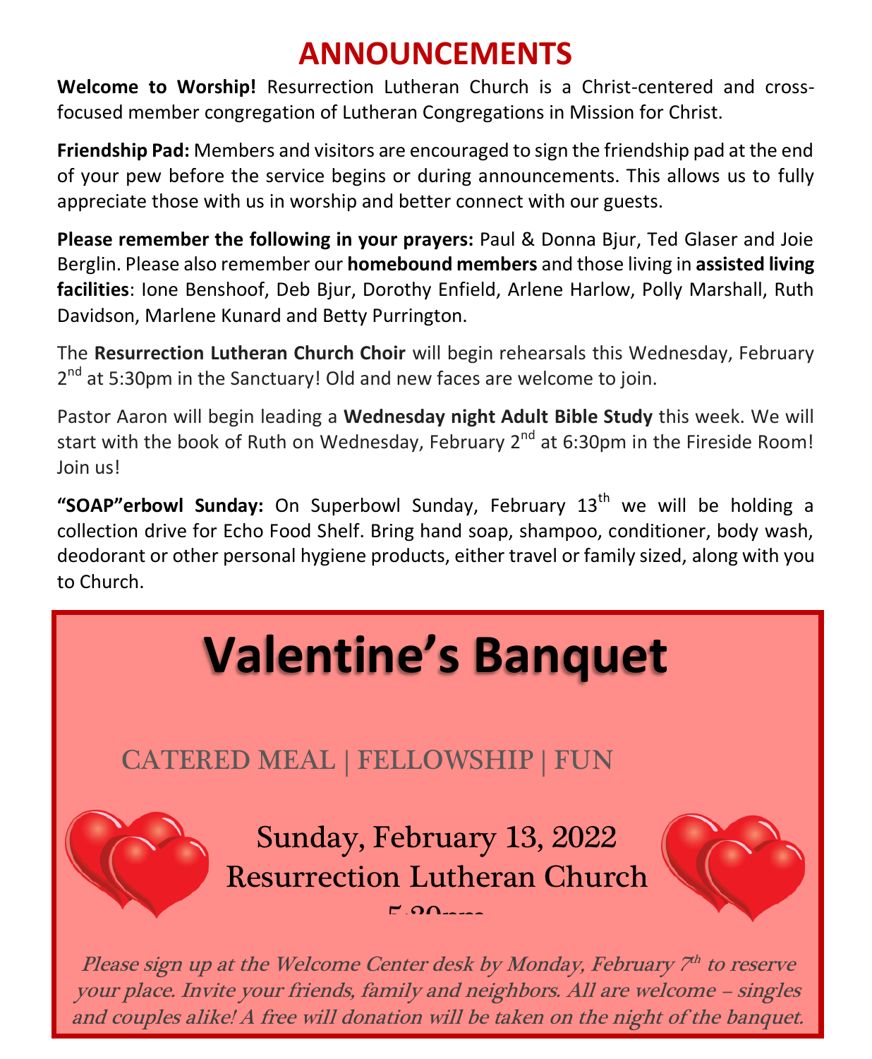# ANNOUNCEMENTS

**Welcome to Worship!** Resurrection Lutheran Church is a Christ-centered and cross-focused member congregation of Lutheran Congregations in Mission for Christ.

**Friendship Pad:** Members and visitors are encouraged to sign the friendship pad at the end of your pew before the service begins or during announcements. This allows us to fully appreciate those with us in worship and better connect with our guests.

**Please remember the following in your prayers:** Paul & Donna Bjur, Ted Glaser and Joie Berglin. Please also remember our **homebound members** and those living in **assisted living facilities**: Ione Benshoof, Deb Bjur, Dorothy Enfield, Arlene Harlow, Polly Marshall, Ruth Davidson, Marlene Kunard and Betty Purrington.

The **Resurrection Lutheran Church Choir** will begin rehearsals this Wednesday, February 2nd at 5:30pm in the Sanctuary! Old and new faces are welcome to join.

Pastor Aaron will begin leading a **Wednesday night Adult Bible Study** this week. We will start with the book of Ruth on Wednesday, February 2nd at 6:30pm in the Fireside Room! Join us!

**"SOAP"erbowl Sunday:** On Superbowl Sunday, February 13th we will be holding a collection drive for Echo Food Shelf. Bring hand soap, shampoo, conditioner, body wash, deodorant or other personal hygiene products, either travel or family sized, along with you to Church.

# Valentine's Banquet

CATERED MEAL | FELLOWSHIP | FUN

Sunday, February 13, 2022
Resurrection Lutheran Church
5:30pm

*Please sign up at the Welcome Center desk by Monday, February 7th to reserve your place. Invite your friends, family and neighbors. All are welcome – singles and couples alike! A free will donation will be taken on the night of the banquet.*